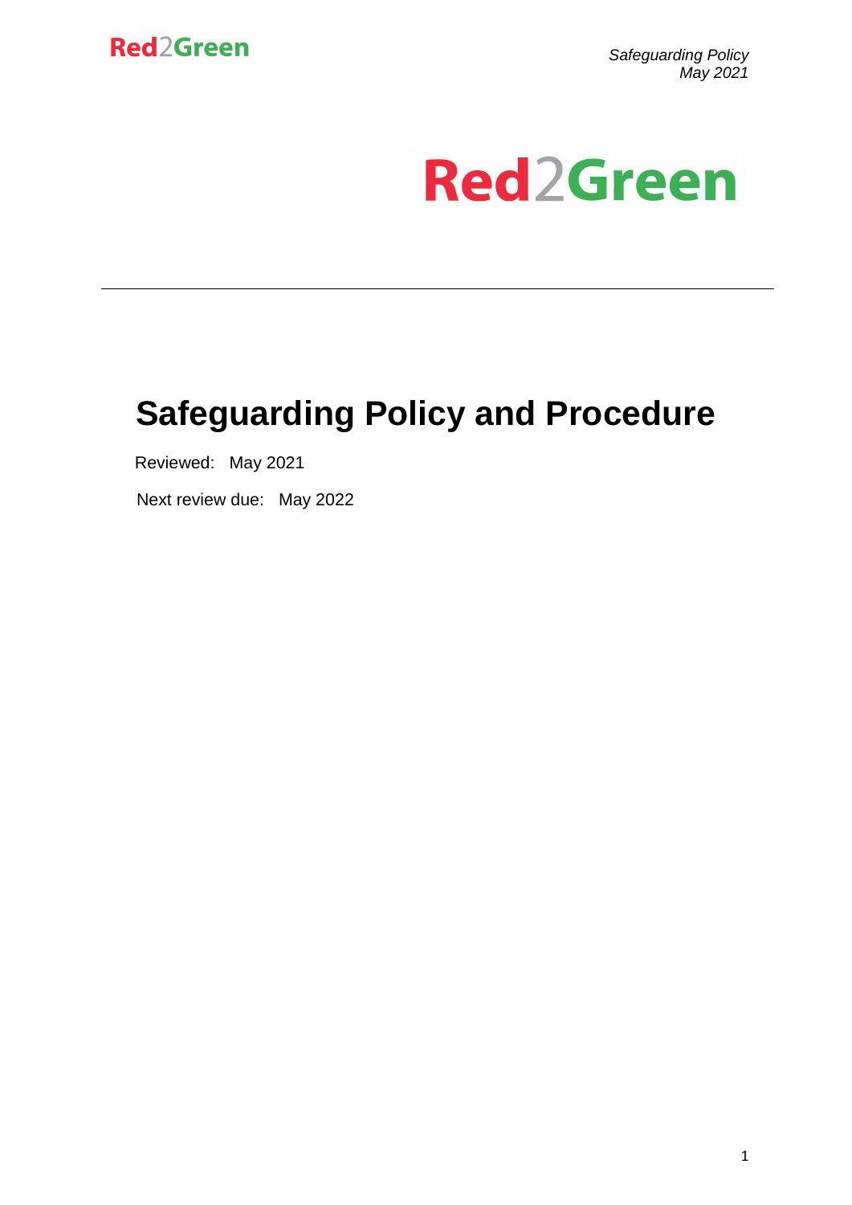Red2Green

# Safeguarding Policy and Procedure

Reviewed: May 2021

Next review due: May 2022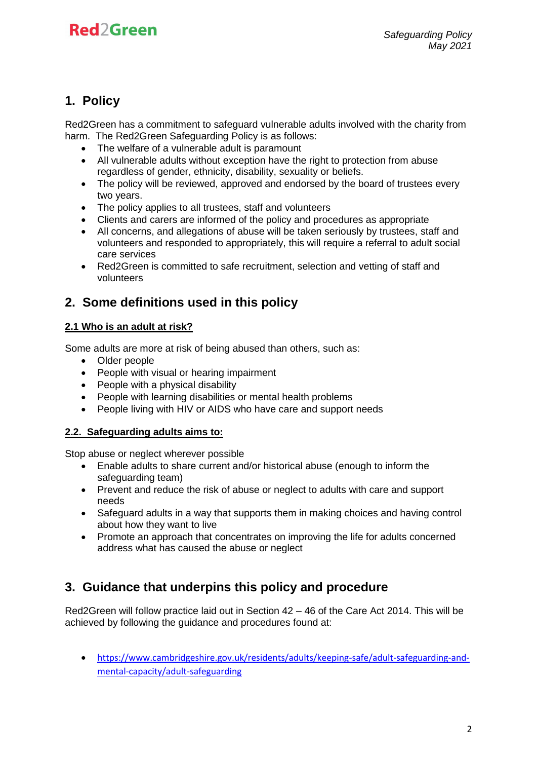## 1. Policy

Red2Green has a commitment to safeguard vulnerable adults involved with the charity from harm. The Red2Green Safeguarding Policy is as follows:

- The welfare of a vulnerable adult is paramount
- All vulnerable adults without exception have the right to protection from abuse regardless of gender, ethnicity, disability, sexuality or beliefs.
- The policy will be reviewed, approved and endorsed by the board of trustees every two years.
- The policy applies to all trustees, staff and volunteers
- Clients and carers are informed of the policy and procedures as appropriate
- All concerns, and allegations of abuse will be taken seriously by trustees, staff and volunteers and responded to appropriately, this will require a referral to adult social care services
- Red2Green is committed to safe recruitment, selection and vetting of staff and volunteers

## 2. Some definitions used in this policy

### 2.1 Who is an adult at risk?

Some adults are more at risk of being abused than others, such as:

- Older people
- People with visual or hearing impairment
- People with a physical disability
- People with learning disabilities or mental health problems
- People living with HIV or AIDS who have care and support needs

### 2.2. Safeguarding adults aims to:

Stop abuse or neglect wherever possible

- Enable adults to share current and/or historical abuse (enough to inform the safeguarding team)
- Prevent and reduce the risk of abuse or neglect to adults with care and support needs
- Safeguard adults in a way that supports them in making choices and having control about how they want to live
- Promote an approach that concentrates on improving the life for adults concerned address what has caused the abuse or neglect

## 3. Guidance that underpins this policy and procedure

Red2Green will follow practice laid out in Section 42 – 46 of the Care Act 2014. This will be achieved by following the guidance and procedures found at:

- https://www.cambridgeshire.gov.uk/residents/adults/keeping-safe/adult-safeguarding-and-mental-capacity/adult-safeguarding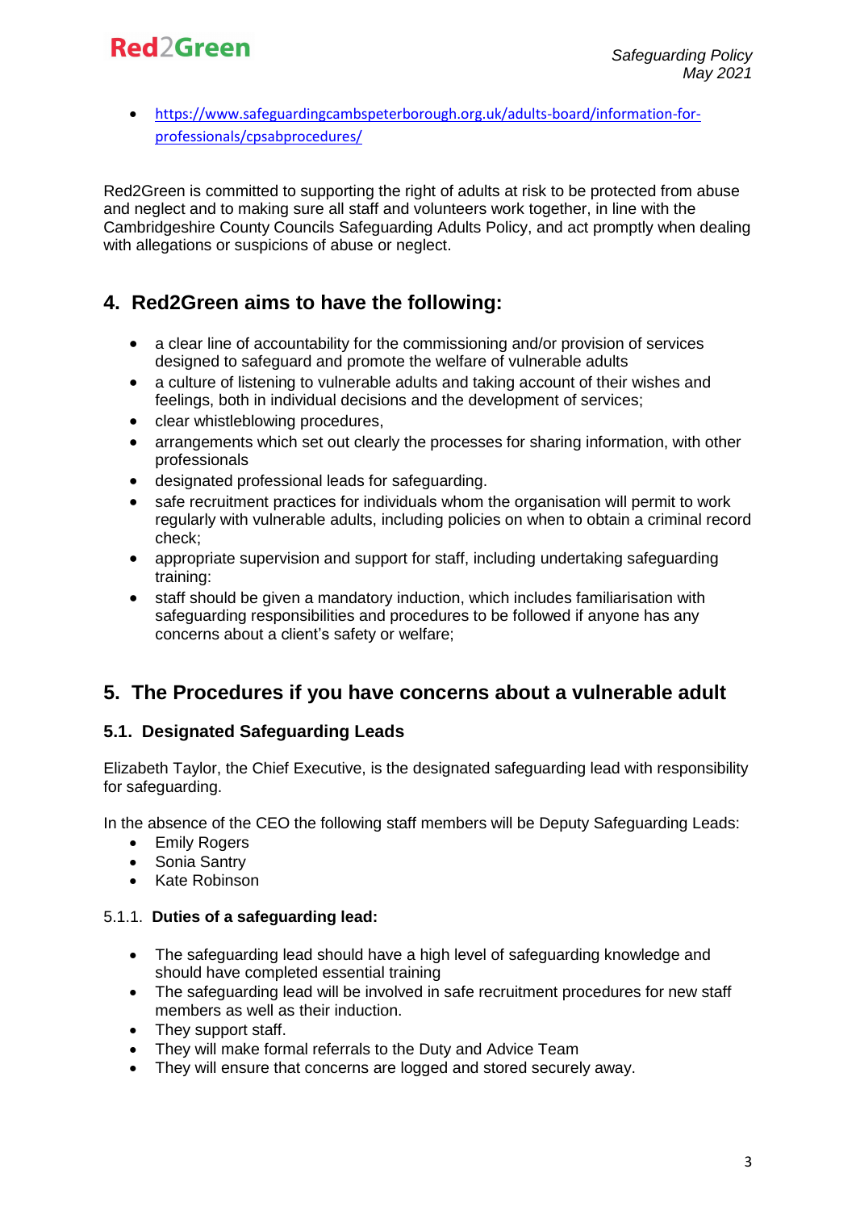- https://www.safeguardingcambspeterborough.org.uk/adults-board/information-for-professionals/cpsabprocedures/

Red2Green is committed to supporting the right of adults at risk to be protected from abuse and neglect and to making sure all staff and volunteers work together, in line with the Cambridgeshire County Councils Safeguarding Adults Policy, and act promptly when dealing with allegations or suspicions of abuse or neglect.

## 4. Red2Green aims to have the following:

- a clear line of accountability for the commissioning and/or provision of services designed to safeguard and promote the welfare of vulnerable adults
- a culture of listening to vulnerable adults and taking account of their wishes and feelings, both in individual decisions and the development of services;
- clear whistleblowing procedures,
- arrangements which set out clearly the processes for sharing information, with other professionals
- designated professional leads for safeguarding.
- safe recruitment practices for individuals whom the organisation will permit to work regularly with vulnerable adults, including policies on when to obtain a criminal record check;
- appropriate supervision and support for staff, including undertaking safeguarding training:
- staff should be given a mandatory induction, which includes familiarisation with safeguarding responsibilities and procedures to be followed if anyone has any concerns about a client's safety or welfare;

## 5. The Procedures if you have concerns about a vulnerable adult

### 5.1. Designated Safeguarding Leads

Elizabeth Taylor, the Chief Executive, is the designated safeguarding lead with responsibility for safeguarding.

In the absence of the CEO the following staff members will be Deputy Safeguarding Leads:

- Emily Rogers
- Sonia Santry
- Kate Robinson

#### 5.1.1. Duties of a safeguarding lead:

- The safeguarding lead should have a high level of safeguarding knowledge and should have completed essential training
- The safeguarding lead will be involved in safe recruitment procedures for new staff members as well as their induction.
- They support staff.
- They will make formal referrals to the Duty and Advice Team
- They will ensure that concerns are logged and stored securely away.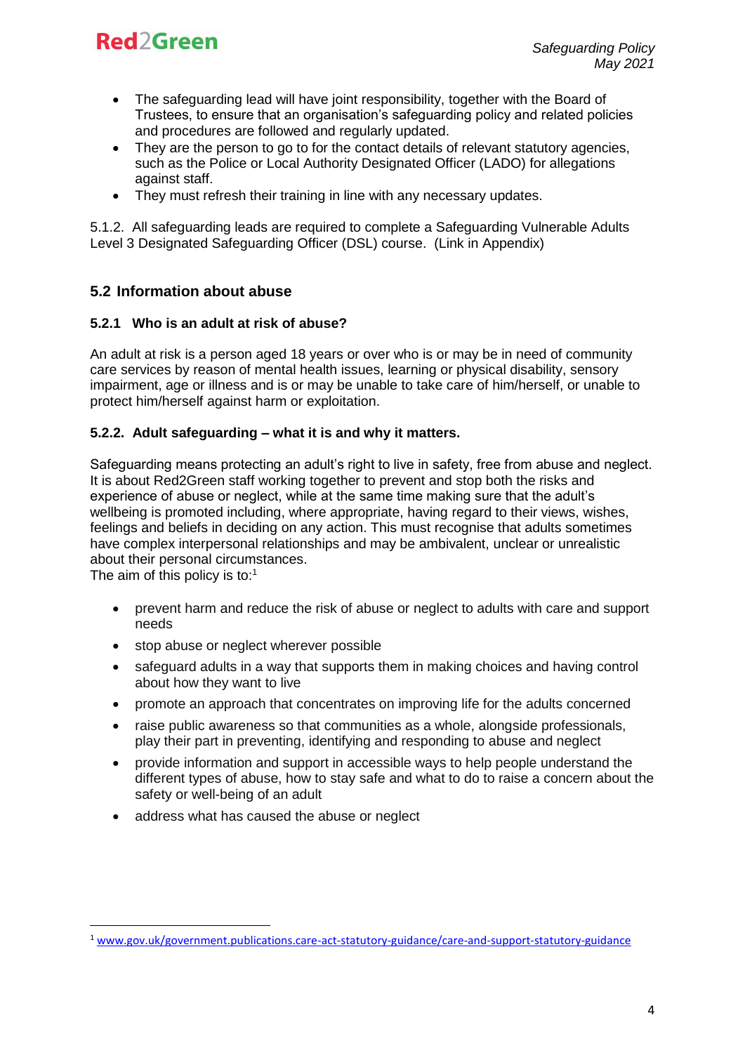- The safeguarding lead will have joint responsibility, together with the Board of Trustees, to ensure that an organisation's safeguarding policy and related policies and procedures are followed and regularly updated.
- They are the person to go to for the contact details of relevant statutory agencies, such as the Police or Local Authority Designated Officer (LADO) for allegations against staff.
- They must refresh their training in line with any necessary updates.

5.1.2. All safeguarding leads are required to complete a Safeguarding Vulnerable Adults Level 3 Designated Safeguarding Officer (DSL) course. (Link in Appendix)

## 5.2 Information about abuse

### 5.2.1 Who is an adult at risk of abuse?

An adult at risk is a person aged 18 years or over who is or may be in need of community care services by reason of mental health issues, learning or physical disability, sensory impairment, age or illness and is or may be unable to take care of him/herself, or unable to protect him/herself against harm or exploitation.

### 5.2.2. Adult safeguarding – what it is and why it matters.

Safeguarding means protecting an adult's right to live in safety, free from abuse and neglect. It is about Red2Green staff working together to prevent and stop both the risks and experience of abuse or neglect, while at the same time making sure that the adult's wellbeing is promoted including, where appropriate, having regard to their views, wishes, feelings and beliefs in deciding on any action. This must recognise that adults sometimes have complex interpersonal relationships and may be ambivalent, unclear or unrealistic about their personal circumstances.
The aim of this policy is to:[1]

- prevent harm and reduce the risk of abuse or neglect to adults with care and support needs
- stop abuse or neglect wherever possible
- safeguard adults in a way that supports them in making choices and having control about how they want to live
- promote an approach that concentrates on improving life for the adults concerned
- raise public awareness so that communities as a whole, alongside professionals, play their part in preventing, identifying and responding to abuse and neglect
- provide information and support in accessible ways to help people understand the different types of abuse, how to stay safe and what to do to raise a concern about the safety or well-being of an adult
- address what has caused the abuse or neglect

[1] www.gov.uk/government.publications.care-act-statutory-guidance/care-and-support-statutory-guidance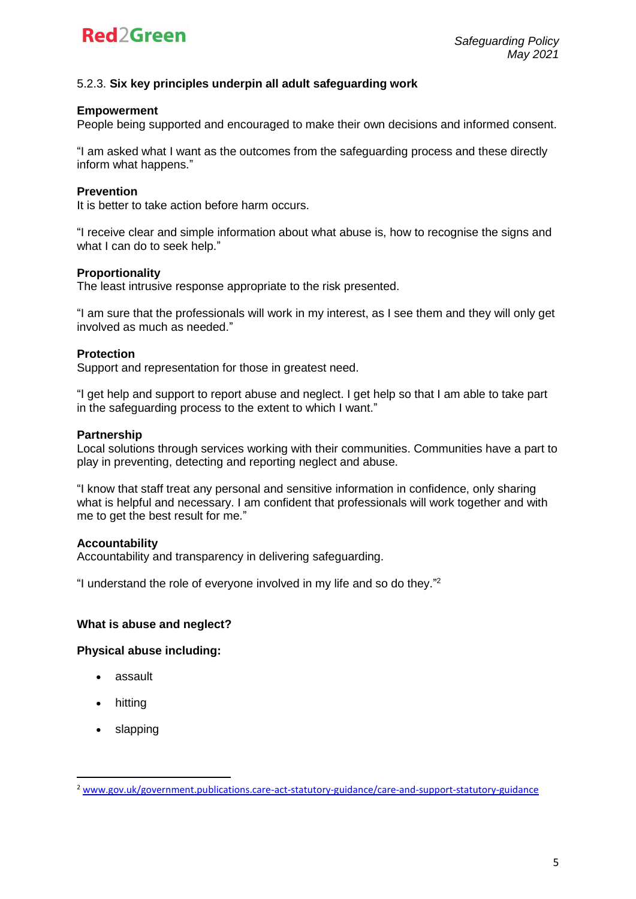5.2.3. **Six key principles underpin all adult safeguarding work**

**Empowerment**
People being supported and encouraged to make their own decisions and informed consent.

"I am asked what I want as the outcomes from the safeguarding process and these directly inform what happens."

**Prevention**
It is better to take action before harm occurs.

"I receive clear and simple information about what abuse is, how to recognise the signs and what I can do to seek help."

**Proportionality**
The least intrusive response appropriate to the risk presented.

"I am sure that the professionals will work in my interest, as I see them and they will only get involved as much as needed."

**Protection**
Support and representation for those in greatest need.

"I get help and support to report abuse and neglect. I get help so that I am able to take part in the safeguarding process to the extent to which I want."

**Partnership**
Local solutions through services working with their communities. Communities have a part to play in preventing, detecting and reporting neglect and abuse.

"I know that staff treat any personal and sensitive information in confidence, only sharing what is helpful and necessary. I am confident that professionals will work together and with me to get the best result for me."

**Accountability**
Accountability and transparency in delivering safeguarding.

"I understand the role of everyone involved in my life and so do they."[2]

**What is abuse and neglect?**

**Physical abuse including:**

- assault
- hitting
- slapping

[2] www.gov.uk/government.publications.care-act-statutory-guidance/care-and-support-statutory-guidance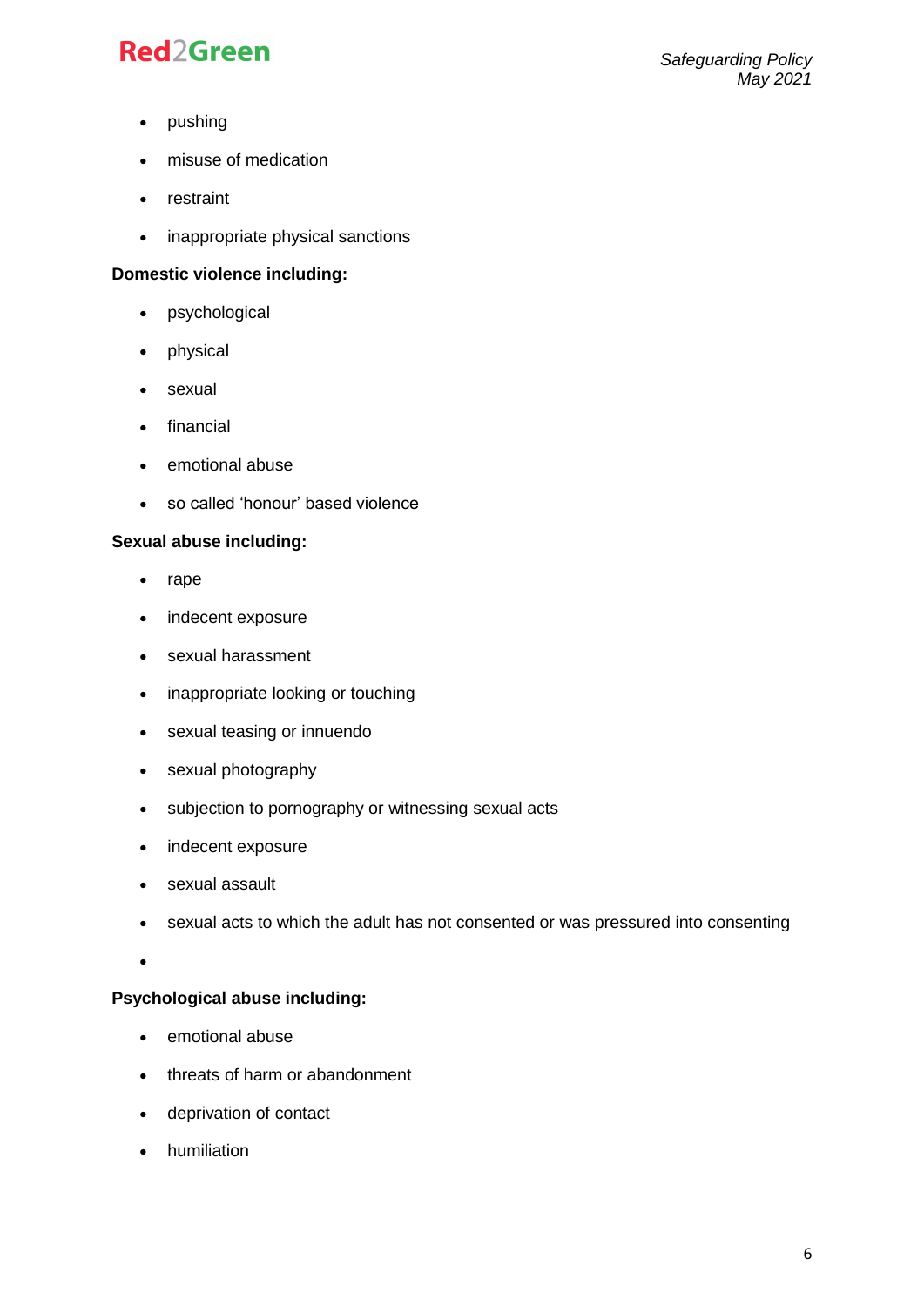- pushing
- misuse of medication
- restraint
- inappropriate physical sanctions

**Domestic violence including:**

- psychological
- physical
- sexual
- financial
- emotional abuse
- so called ‘honour’ based violence

**Sexual abuse including:**

- rape
- indecent exposure
- sexual harassment
- inappropriate looking or touching
- sexual teasing or innuendo
- sexual photography
- subjection to pornography or witnessing sexual acts
- indecent exposure
- sexual assault
- sexual acts to which the adult has not consented or was pressured into consenting
-

**Psychological abuse including:**

- emotional abuse
- threats of harm or abandonment
- deprivation of contact
- humiliation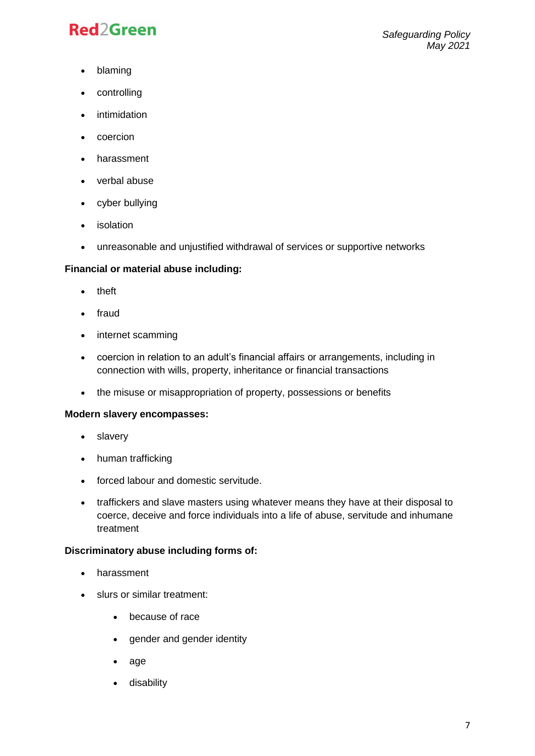- blaming
- controlling
- intimidation
- coercion
- harassment
- verbal abuse
- cyber bullying
- isolation
- unreasonable and unjustified withdrawal of services or supportive networks

**Financial or material abuse including:**

- theft
- fraud
- internet scamming
- coercion in relation to an adult's financial affairs or arrangements, including in connection with wills, property, inheritance or financial transactions
- the misuse or misappropriation of property, possessions or benefits

**Modern slavery encompasses:**

- slavery
- human trafficking
- forced labour and domestic servitude.
- traffickers and slave masters using whatever means they have at their disposal to coerce, deceive and force individuals into a life of abuse, servitude and inhumane treatment

**Discriminatory abuse including forms of:**

- harassment
- slurs or similar treatment:
  - because of race
  - gender and gender identity
  - age
  - disability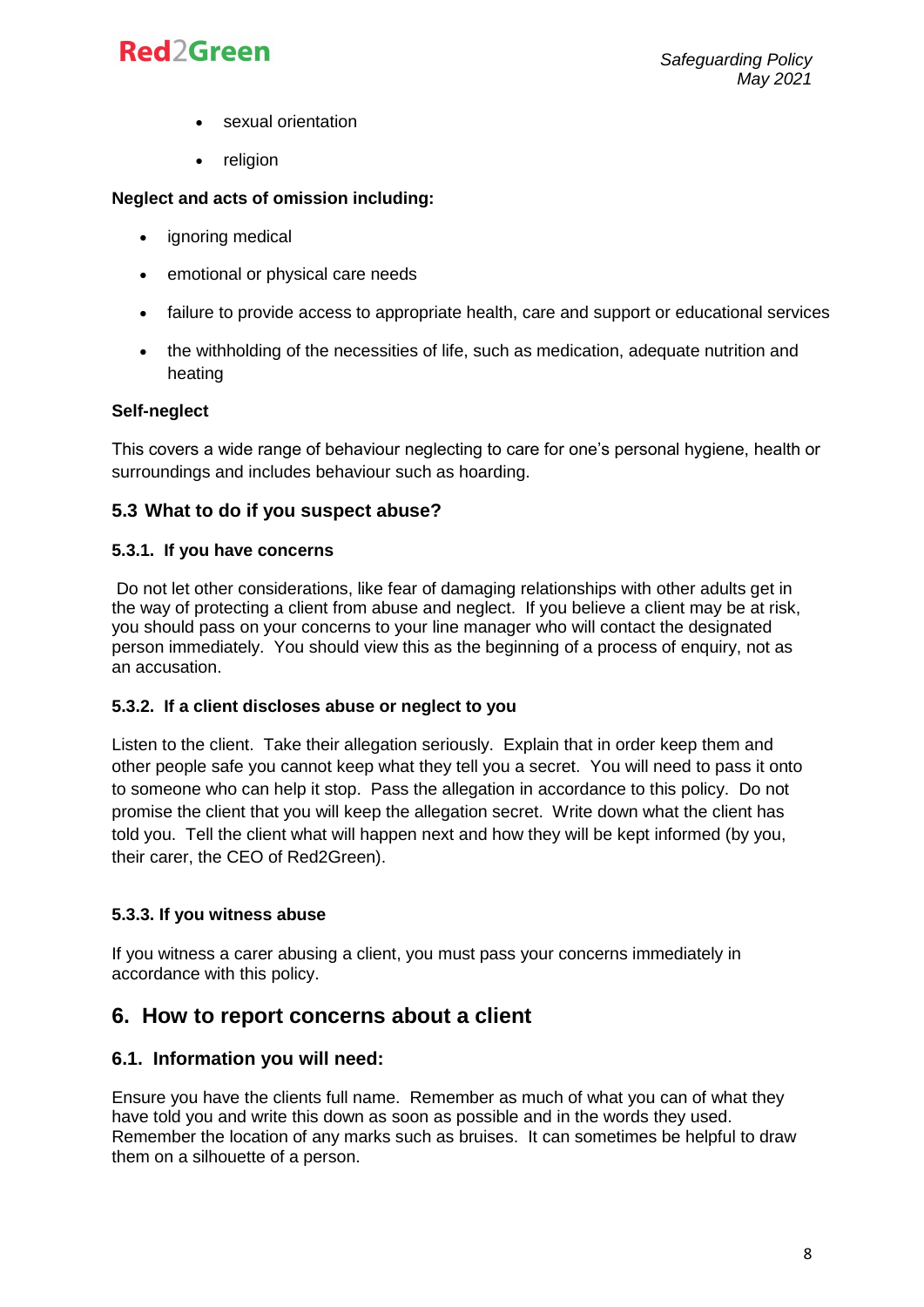- sexual orientation
- religion

**Neglect and acts of omission including:**

- ignoring medical
- emotional or physical care needs
- failure to provide access to appropriate health, care and support or educational services
- the withholding of the necessities of life, such as medication, adequate nutrition and heating

**Self-neglect**

This covers a wide range of behaviour neglecting to care for one's personal hygiene, health or surroundings and includes behaviour such as hoarding.

### 5.3 What to do if you suspect abuse?

#### 5.3.1. If you have concerns

Do not let other considerations, like fear of damaging relationships with other adults get in the way of protecting a client from abuse and neglect. If you believe a client may be at risk, you should pass on your concerns to your line manager who will contact the designated person immediately. You should view this as the beginning of a process of enquiry, not as an accusation.

#### 5.3.2. If a client discloses abuse or neglect to you

Listen to the client. Take their allegation seriously. Explain that in order keep them and other people safe you cannot keep what they tell you a secret. You will need to pass it onto to someone who can help it stop. Pass the allegation in accordance to this policy. Do not promise the client that you will keep the allegation secret. Write down what the client has told you. Tell the client what will happen next and how they will be kept informed (by you, their carer, the CEO of Red2Green).

#### 5.3.3. If you witness abuse

If you witness a carer abusing a client, you must pass your concerns immediately in accordance with this policy.

## 6. How to report concerns about a client

### 6.1. Information you will need:

Ensure you have the clients full name. Remember as much of what you can of what they have told you and write this down as soon as possible and in the words they used. Remember the location of any marks such as bruises. It can sometimes be helpful to draw them on a silhouette of a person.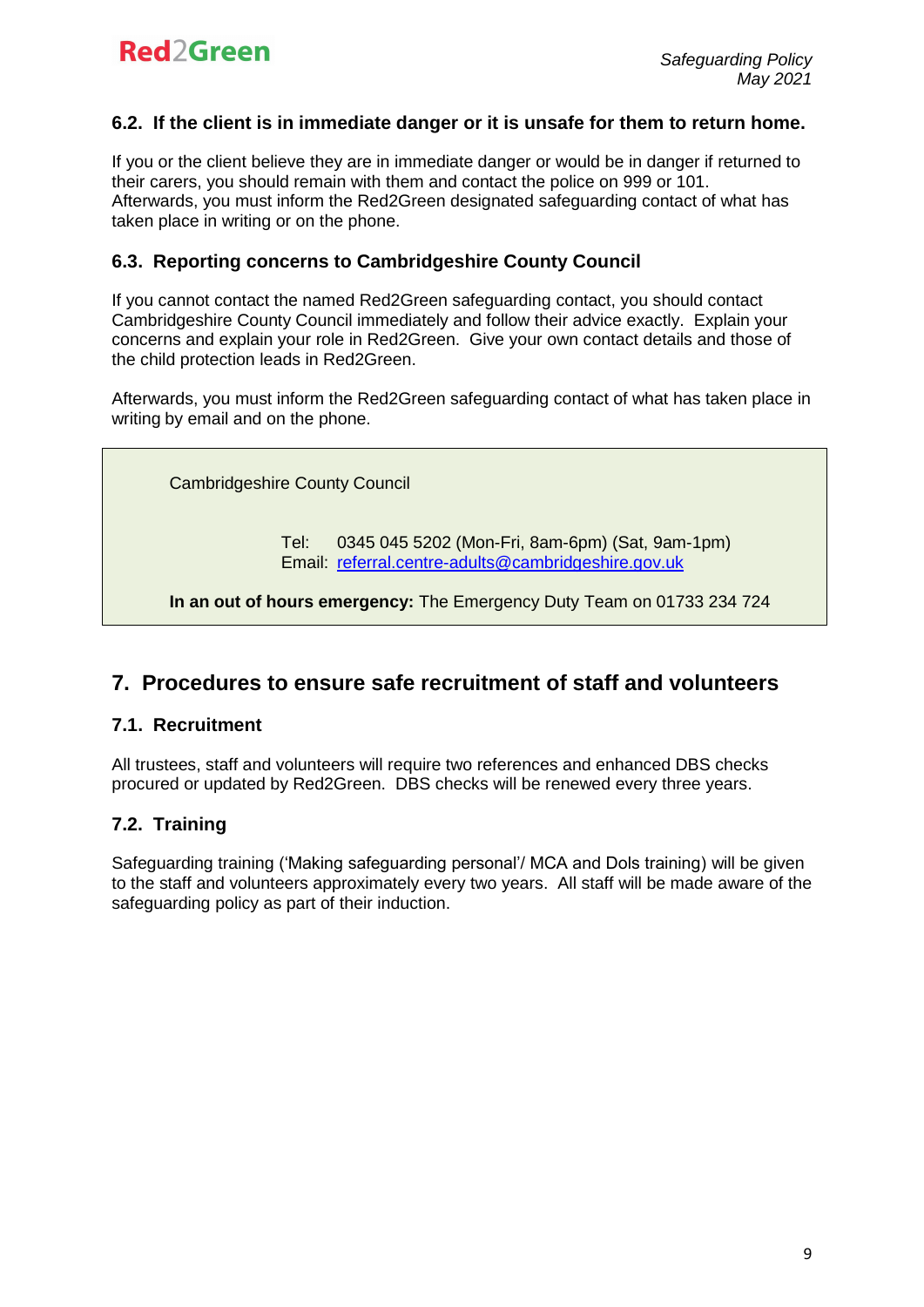### 6.2. If the client is in immediate danger or it is unsafe for them to return home.

If you or the client believe they are in immediate danger or would be in danger if returned to their carers, you should remain with them and contact the police on 999 or 101. Afterwards, you must inform the Red2Green designated safeguarding contact of what has taken place in writing or on the phone.

### 6.3. Reporting concerns to Cambridgeshire County Council

If you cannot contact the named Red2Green safeguarding contact, you should contact Cambridgeshire County Council immediately and follow their advice exactly. Explain your concerns and explain your role in Red2Green. Give your own contact details and those of the child protection leads in Red2Green.

Afterwards, you must inform the Red2Green safeguarding contact of what has taken place in writing by email and on the phone.

> Cambridgeshire County Council
>
> Tel: 0345 045 5202 (Mon-Fri, 8am-6pm) (Sat, 9am-1pm)
> Email: referral.centre-adults@cambridgeshire.gov.uk
>
> **In an out of hours emergency:** The Emergency Duty Team on 01733 234 724

## 7. Procedures to ensure safe recruitment of staff and volunteers

### 7.1. Recruitment

All trustees, staff and volunteers will require two references and enhanced DBS checks procured or updated by Red2Green. DBS checks will be renewed every three years.

### 7.2. Training

Safeguarding training ('Making safeguarding personal'/ MCA and Dols training) will be given to the staff and volunteers approximately every two years. All staff will be made aware of the safeguarding policy as part of their induction.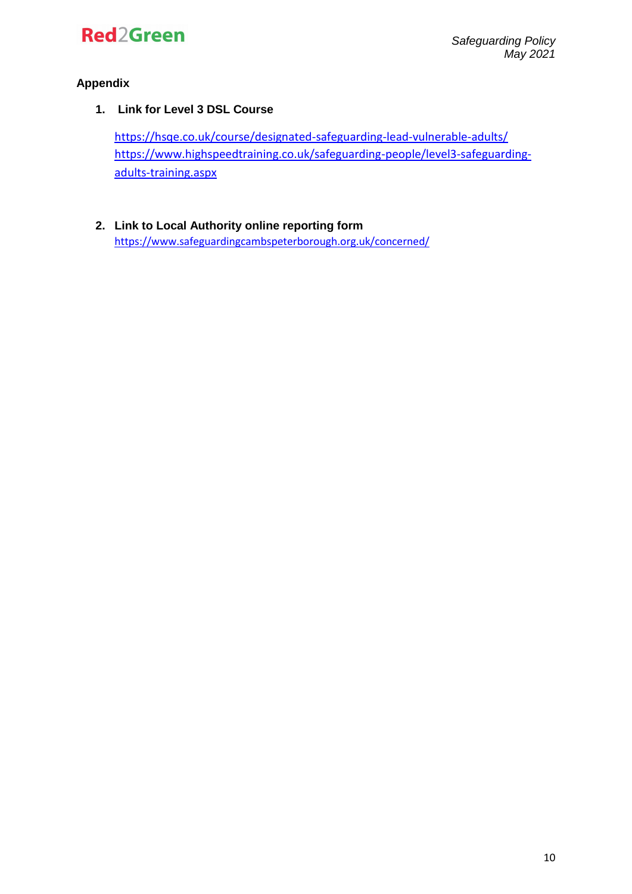## Appendix

1. **Link for Level 3 DSL Course**

   https://hsqe.co.uk/course/designated-safeguarding-lead-vulnerable-adults/
   https://www.highspeedtraining.co.uk/safeguarding-people/level3-safeguarding-adults-training.aspx

2. **Link to Local Authority online reporting form**
   https://www.safeguardingcambspeterborough.org.uk/concerned/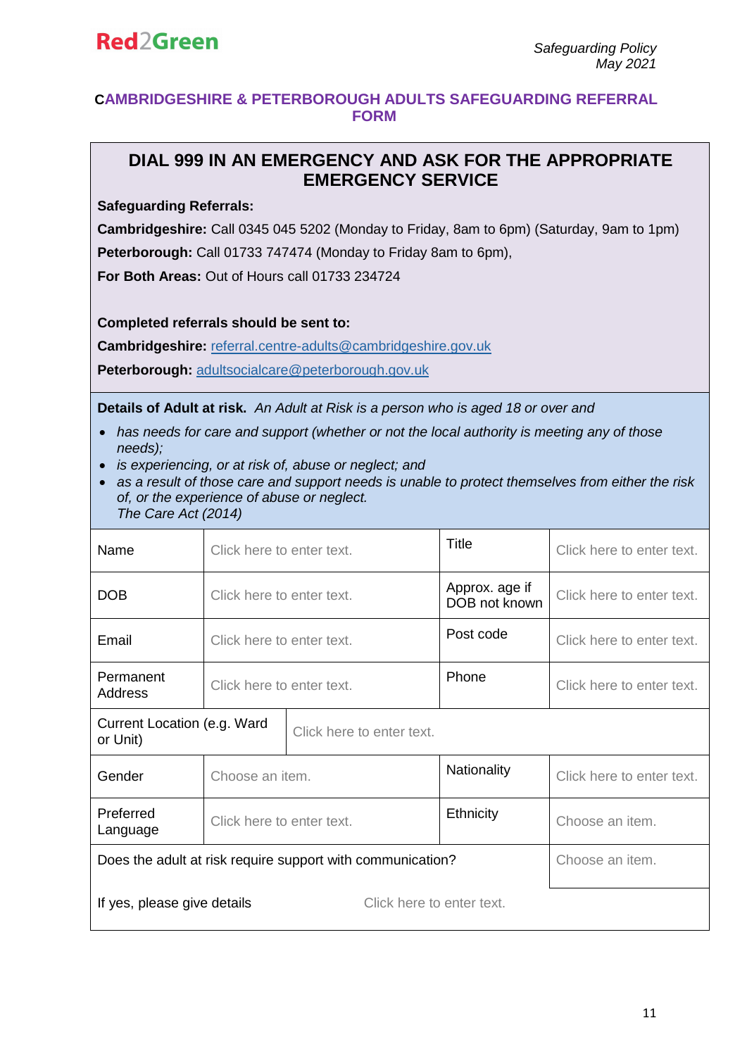## CAMBRIDGESHIRE & PETERBOROUGH ADULTS SAFEGUARDING REFERRAL FORM

### DIAL 999 IN AN EMERGENCY AND ASK FOR THE APPROPRIATE EMERGENCY SERVICE

**Safeguarding Referrals:**

**Cambridgeshire:** Call 0345 045 5202 (Monday to Friday, 8am to 6pm) (Saturday, 9am to 1pm)

**Peterborough:** Call 01733 747474 (Monday to Friday 8am to 6pm),

**For Both Areas:** Out of Hours call 01733 234724

**Completed referrals should be sent to:**

**Cambridgeshire:** referral.centre-adults@cambridgeshire.gov.uk

**Peterborough:** adultsocialcare@peterborough.gov.uk

**Details of Adult at risk.** *An Adult at Risk is a person who is aged 18 or over and*

- *has needs for care and support (whether or not the local authority is meeting any of those needs);*
- *is experiencing, or at risk of, abuse or neglect; and*
- *as a result of those care and support needs is unable to protect themselves from either the risk of, or the experience of abuse or neglect.*
  *The Care Act (2014)*

| | | | |
|---|---|---|---|
| Name | Click here to enter text. | Title | Click here to enter text. |
| DOB | Click here to enter text. | Approx. age if DOB not known | Click here to enter text. |
| Email | Click here to enter text. | Post code | Click here to enter text. |
| Permanent Address | Click here to enter text. | Phone | Click here to enter text. |
| Current Location (e.g. Ward or Unit) | Click here to enter text. | | |
| Gender | Choose an item. | Nationality | Click here to enter text. |
| Preferred Language | Click here to enter text. | Ethnicity | Choose an item. |
| Does the adult at risk require support with communication? | | | Choose an item. |
| If yes, please give details | Click here to enter text. | | |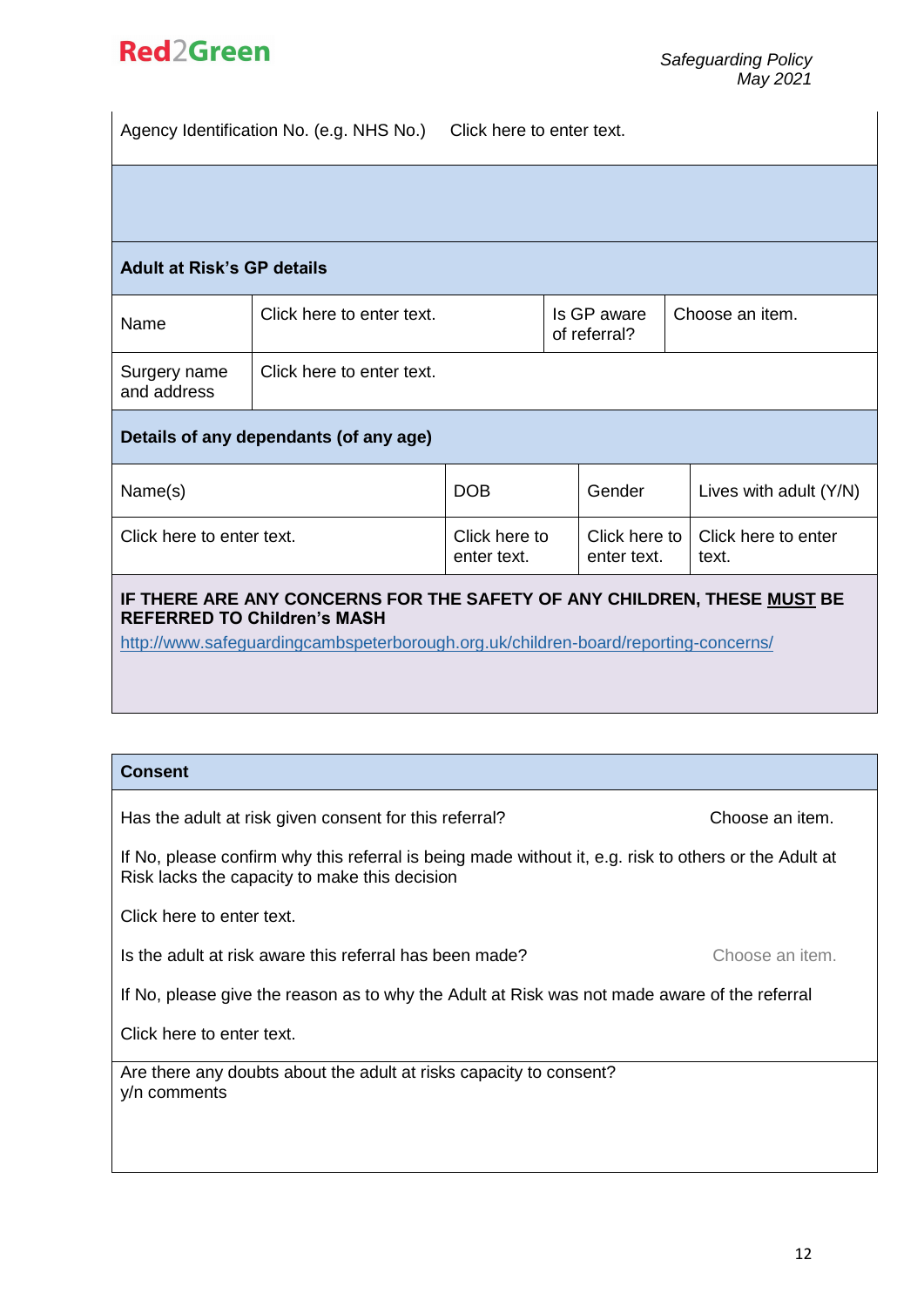| Agency Identification No. (e.g. NHS No.) | Click here to enter text. |
|---|---|

**Adult at Risk's GP details**

| Name | Click here to enter text. | Is GP aware of referral? | Choose an item. |
|---|---|---|---|
| Surgery name and address | Click here to enter text. | | |

**Details of any dependants (of any age)**

| Name(s) | DOB | Gender | Lives with adult (Y/N) |
|---|---|---|---|
| Click here to enter text. | Click here to enter text. | Click here to enter text. | Click here to enter text. |

**IF THERE ARE ANY CONCERNS FOR THE SAFETY OF ANY CHILDREN, THESE MUST BE REFERRED TO Children's MASH**

http://www.safeguardingcambspeterborough.org.uk/children-board/reporting-concerns/

**Consent**

Has the adult at risk given consent for this referral? Choose an item.

If No, please confirm why this referral is being made without it, e.g. risk to others or the Adult at Risk lacks the capacity to make this decision

Click here to enter text.

Is the adult at risk aware this referral has been made? Choose an item.

If No, please give the reason as to why the Adult at Risk was not made aware of the referral

Click here to enter text.

Are there any doubts about the adult at risks capacity to consent?
y/n comments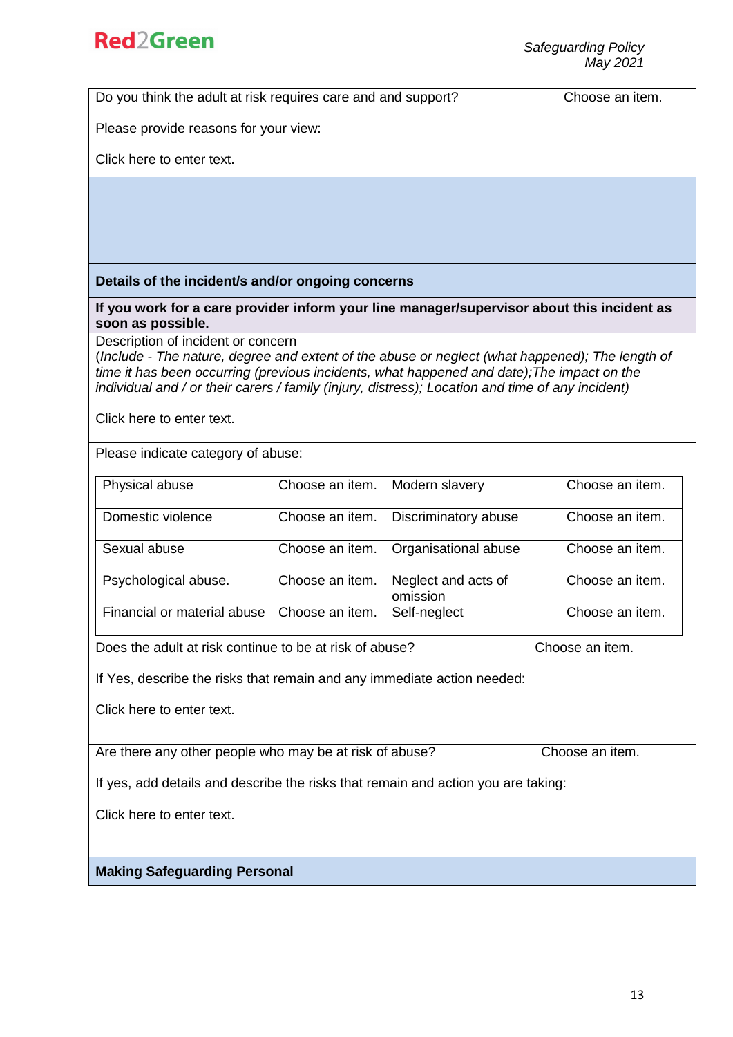Do you think the adult at risk requires care and and support? Choose an item.

Please provide reasons for your view:

Click here to enter text.

**Details of the incident/s and/or ongoing concerns**

**If you work for a care provider inform your line manager/supervisor about this incident as soon as possible.**

Description of incident or concern
(*Include - The nature, degree and extent of the abuse or neglect (what happened); The length of time it has been occurring (previous incidents, what happened and date);The impact on the individual and / or their carers / family (injury, distress); Location and time of any incident)*

Click here to enter text.

Please indicate category of abuse:

| Physical abuse | Choose an item. | Modern slavery | Choose an item. |
|---|---|---|---|
| Domestic violence | Choose an item. | Discriminatory abuse | Choose an item. |
| Sexual abuse | Choose an item. | Organisational abuse | Choose an item. |
| Psychological abuse. | Choose an item. | Neglect and acts of omission | Choose an item. |
| Financial or material abuse | Choose an item. | Self-neglect | Choose an item. |

Does the adult at risk continue to be at risk of abuse? Choose an item.

If Yes, describe the risks that remain and any immediate action needed:

Click here to enter text.

Are there any other people who may be at risk of abuse? Choose an item.

If yes, add details and describe the risks that remain and action you are taking:

Click here to enter text.

**Making Safeguarding Personal**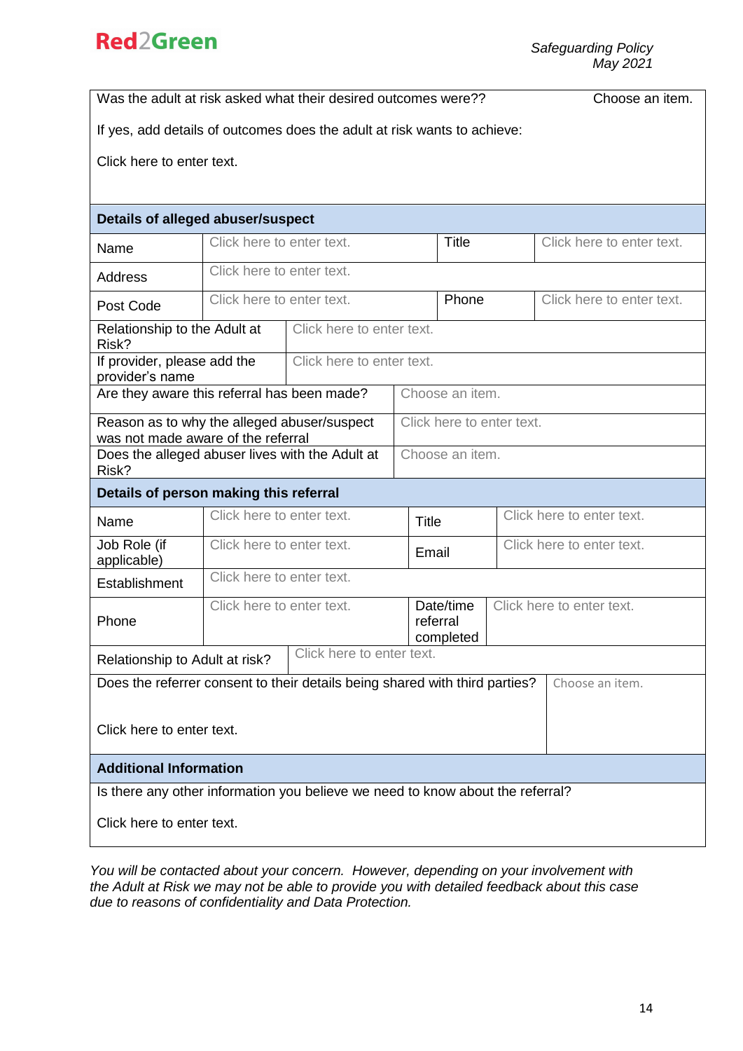| | | | |
|---|---|---|---|
| Was the adult at risk asked what their desired outcomes were?? | | | Choose an item. |
| If yes, add details of outcomes does the adult at risk wants to achieve:<br><br>Click here to enter text. | | | |
| **Details of alleged abuser/suspect** | | | |
| Name | Click here to enter text. | Title | Click here to enter text. |
| Address | Click here to enter text. | | |
| Post Code | Click here to enter text. | Phone | Click here to enter text. |
| Relationship to the Adult at Risk? | Click here to enter text. | | |
| If provider, please add the provider's name | Click here to enter text. | | |
| Are they aware this referral has been made? | Choose an item. | | |
| Reason as to why the alleged abuser/suspect was not made aware of the referral | Click here to enter text. | | |
| Does the alleged abuser lives with the Adult at Risk? | Choose an item. | | |
| **Details of person making this referral** | | | |
| Name | Click here to enter text. | Title | Click here to enter text. |
| Job Role (if applicable) | Click here to enter text. | Email | Click here to enter text. |
| Establishment | Click here to enter text. | | |
| Phone | Click here to enter text. | Date/time referral completed | Click here to enter text. |
| Relationship to Adult at risk? | Click here to enter text. | | |
| Does the referrer consent to their details being shared with third parties?<br><br>Click here to enter text. | | | Choose an item. |
| **Additional Information** | | | |
| Is there any other information you believe we need to know about the referral?<br><br>Click here to enter text. | | | |

*You will be contacted about your concern. However, depending on your involvement with the Adult at Risk we may not be able to provide you with detailed feedback about this case due to reasons of confidentiality and Data Protection.*